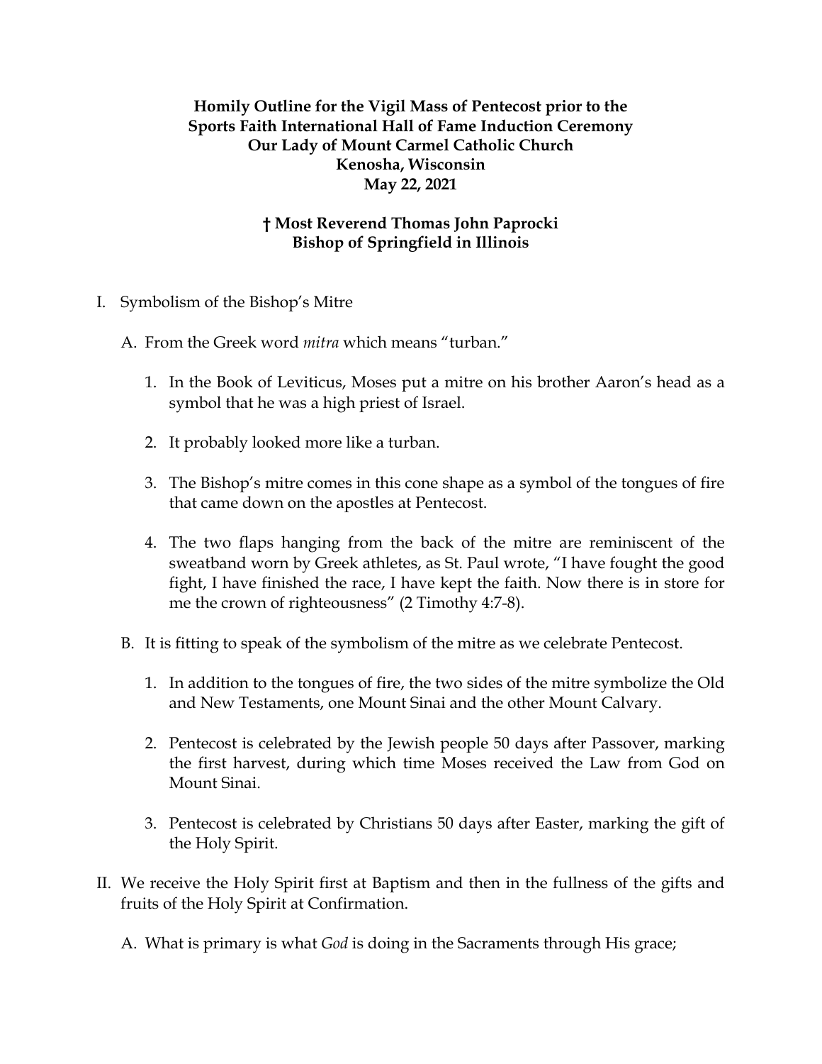**Homily Outline for the Vigil Mass of Pentecost prior to the Sports Faith International Hall of Fame Induction Ceremony**
**Our Lady of Mount Carmel Catholic Church**
**Kenosha, Wisconsin**
**May 22, 2021**

**† Most Reverend Thomas John Paprocki**
**Bishop of Springfield in Illinois**

I. Symbolism of the Bishop's Mitre

   A. From the Greek word *mitra* which means "turban."

      1. In the Book of Leviticus, Moses put a mitre on his brother Aaron's head as a symbol that he was a high priest of Israel.

      2. It probably looked more like a turban.

      3. The Bishop's mitre comes in this cone shape as a symbol of the tongues of fire that came down on the apostles at Pentecost.

      4. The two flaps hanging from the back of the mitre are reminiscent of the sweatband worn by Greek athletes, as St. Paul wrote, "I have fought the good fight, I have finished the race, I have kept the faith. Now there is in store for me the crown of righteousness" (2 Timothy 4:7-8).

   B. It is fitting to speak of the symbolism of the mitre as we celebrate Pentecost.

      1. In addition to the tongues of fire, the two sides of the mitre symbolize the Old and New Testaments, one Mount Sinai and the other Mount Calvary.

      2. Pentecost is celebrated by the Jewish people 50 days after Passover, marking the first harvest, during which time Moses received the Law from God on Mount Sinai.

      3. Pentecost is celebrated by Christians 50 days after Easter, marking the gift of the Holy Spirit.

II. We receive the Holy Spirit first at Baptism and then in the fullness of the gifts and fruits of the Holy Spirit at Confirmation.

   A. What is primary is what *God* is doing in the Sacraments through His grace;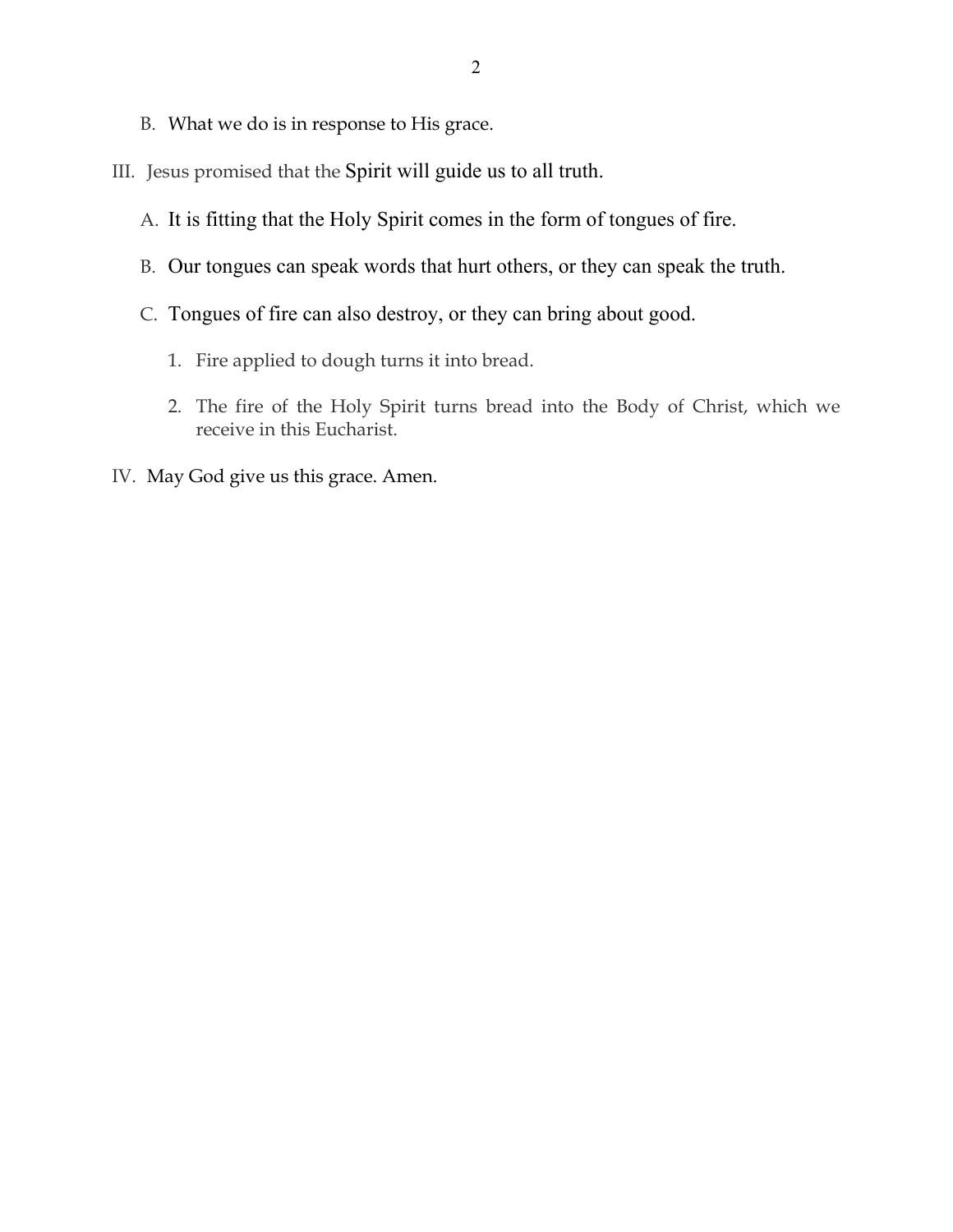B. What we do is in response to His grace.

III. Jesus promised that the Spirit will guide us to all truth.

A. It is fitting that the Holy Spirit comes in the form of tongues of fire.

B. Our tongues can speak words that hurt others, or they can speak the truth.

C. Tongues of fire can also destroy, or they can bring about good.

1. Fire applied to dough turns it into bread.

2. The fire of the Holy Spirit turns bread into the Body of Christ, which we receive in this Eucharist.

IV. May God give us this grace. Amen.